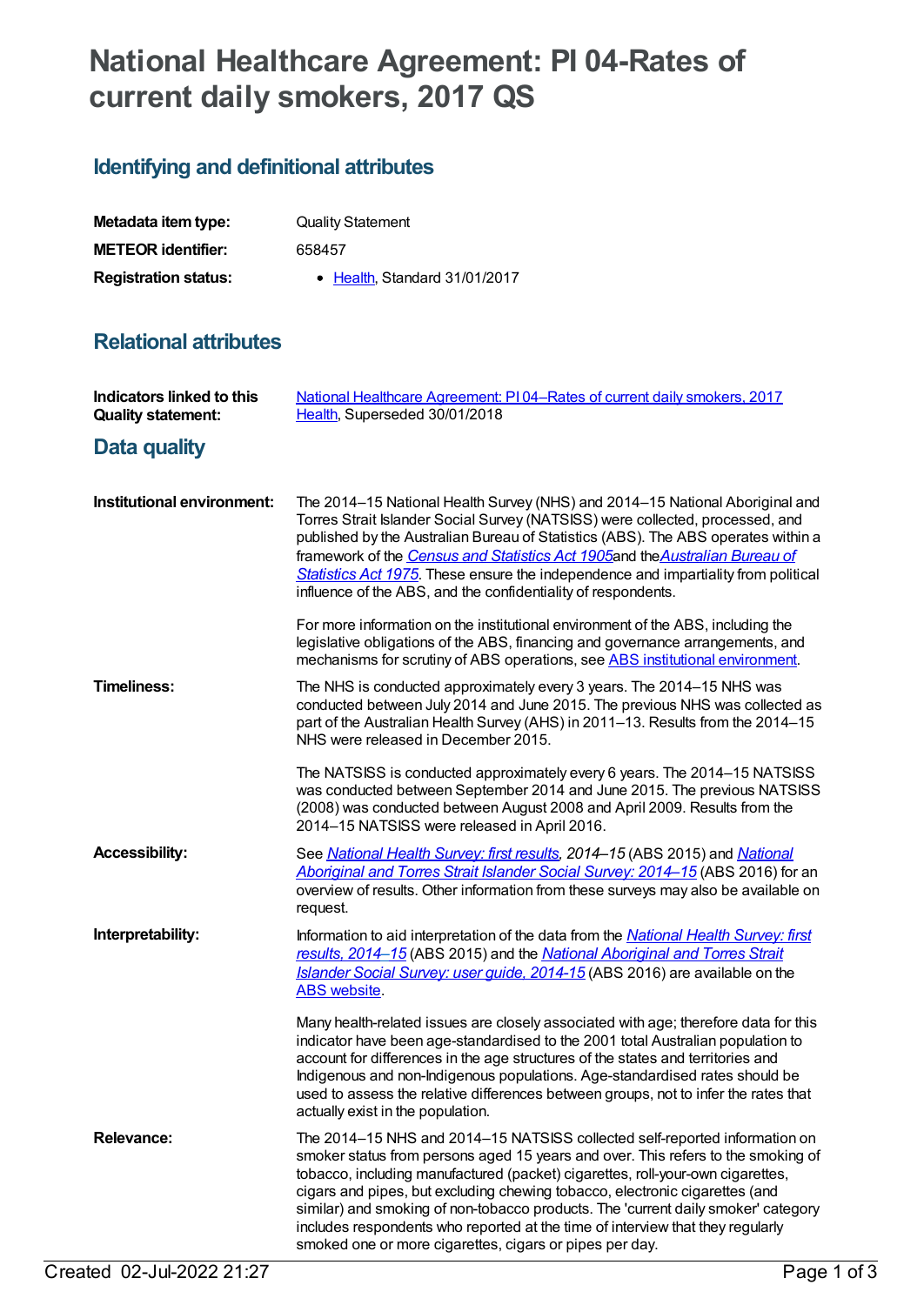# National Healthcare Agreement: PI 04-Rates of current daily smokers, 2017 QS

## Identifying and definitional attributes

| | |
|---|---|
| **Metadata item type:** | Quality Statement |
| **METEOR identifier:** | 658457 |
| **Registration status:** | • Health, Standard 31/01/2017 |

## Relational attributes

| | |
|---|---|
| **Indicators linked to this Quality statement:** | National Healthcare Agreement: PI 04–Rates of current daily smokers, 2017 Health, Superseded 30/01/2018 |

## Data quality

**Institutional environment:**

The 2014–15 National Health Survey (NHS) and 2014–15 National Aboriginal and Torres Strait Islander Social Survey (NATSISS) were collected, processed, and published by the Australian Bureau of Statistics (ABS). The ABS operates within a framework of the *Census and Statistics Act 1905* and the *Australian Bureau of Statistics Act 1975*. These ensure the independence and impartiality from political influence of the ABS, and the confidentiality of respondents.

For more information on the institutional environment of the ABS, including the legislative obligations of the ABS, financing and governance arrangements, and mechanisms for scrutiny of ABS operations, see ABS institutional environment.

**Timeliness:**

The NHS is conducted approximately every 3 years. The 2014–15 NHS was conducted between July 2014 and June 2015. The previous NHS was collected as part of the Australian Health Survey (AHS) in 2011–13. Results from the 2014–15 NHS were released in December 2015.

The NATSISS is conducted approximately every 6 years. The 2014–15 NATSISS was conducted between September 2014 and June 2015. The previous NATSISS (2008) was conducted between August 2008 and April 2009. Results from the 2014–15 NATSISS were released in April 2016.

**Accessibility:**

See *National Health Survey: first results, 2014–15* (ABS 2015) and *National Aboriginal and Torres Strait Islander Social Survey: 2014–15* (ABS 2016) for an overview of results. Other information from these surveys may also be available on request.

**Interpretability:**

Information to aid interpretation of the data from the *National Health Survey: first results, 2014–15* (ABS 2015) and the *National Aboriginal and Torres Strait Islander Social Survey: user guide, 2014-15* (ABS 2016) are available on the ABS website.

Many health-related issues are closely associated with age; therefore data for this indicator have been age-standardised to the 2001 total Australian population to account for differences in the age structures of the states and territories and Indigenous and non-Indigenous populations. Age-standardised rates should be used to assess the relative differences between groups, not to infer the rates that actually exist in the population.

**Relevance:**

The 2014–15 NHS and 2014–15 NATSISS collected self-reported information on smoker status from persons aged 15 years and over. This refers to the smoking of tobacco, including manufactured (packet) cigarettes, roll-your-own cigarettes, cigars and pipes, but excluding chewing tobacco, electronic cigarettes (and similar) and smoking of non-tobacco products. The 'current daily smoker' category includes respondents who reported at the time of interview that they regularly smoked one or more cigarettes, cigars or pipes per day.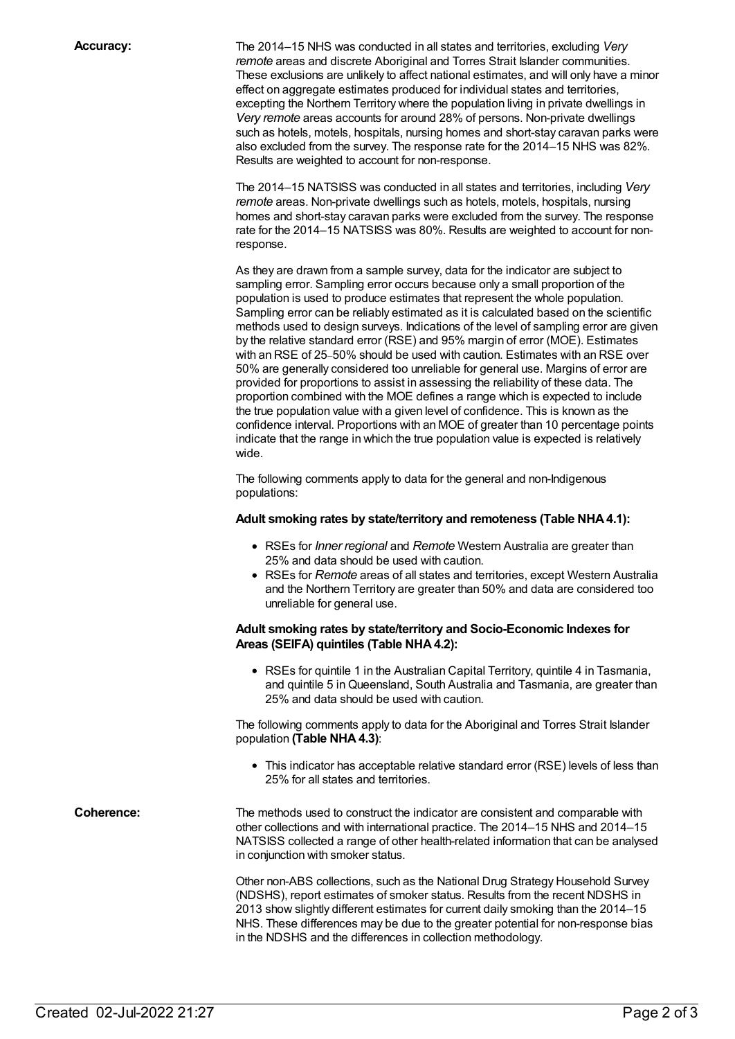**Accuracy:**

The 2014–15 NHS was conducted in all states and territories, excluding *Very remote* areas and discrete Aboriginal and Torres Strait Islander communities. These exclusions are unlikely to affect national estimates, and will only have a minor effect on aggregate estimates produced for individual states and territories, excepting the Northern Territory where the population living in private dwellings in *Very remote* areas accounts for around 28% of persons. Non-private dwellings such as hotels, motels, hospitals, nursing homes and short-stay caravan parks were also excluded from the survey. The response rate for the 2014–15 NHS was 82%. Results are weighted to account for non-response.

The 2014–15 NATSISS was conducted in all states and territories, including *Very remote* areas. Non-private dwellings such as hotels, motels, hospitals, nursing homes and short-stay caravan parks were excluded from the survey. The response rate for the 2014–15 NATSISS was 80%. Results are weighted to account for non-response.

As they are drawn from a sample survey, data for the indicator are subject to sampling error. Sampling error occurs because only a small proportion of the population is used to produce estimates that represent the whole population. Sampling error can be reliably estimated as it is calculated based on the scientific methods used to design surveys. Indications of the level of sampling error are given by the relative standard error (RSE) and 95% margin of error (MOE). Estimates with an RSE of 25–50% should be used with caution. Estimates with an RSE over 50% are generally considered too unreliable for general use. Margins of error are provided for proportions to assist in assessing the reliability of these data. The proportion combined with the MOE defines a range which is expected to include the true population value with a given level of confidence. This is known as the confidence interval. Proportions with an MOE of greater than 10 percentage points indicate that the range in which the true population value is expected is relatively wide.

The following comments apply to data for the general and non-Indigenous populations:

**Adult smoking rates by state/territory and remoteness (Table NHA 4.1):**

- RSEs for *Inner regional* and *Remote* Western Australia are greater than 25% and data should be used with caution.
- RSEs for *Remote* areas of all states and territories, except Western Australia and the Northern Territory are greater than 50% and data are considered too unreliable for general use.

**Adult smoking rates by state/territory and Socio-Economic Indexes for Areas (SEIFA) quintiles (Table NHA 4.2):**

- RSEs for quintile 1 in the Australian Capital Territory, quintile 4 in Tasmania, and quintile 5 in Queensland, South Australia and Tasmania, are greater than 25% and data should be used with caution.

The following comments apply to data for the Aboriginal and Torres Strait Islander population **(Table NHA 4.3)**:

- This indicator has acceptable relative standard error (RSE) levels of less than 25% for all states and territories.

**Coherence:**

The methods used to construct the indicator are consistent and comparable with other collections and with international practice. The 2014–15 NHS and 2014–15 NATSISS collected a range of other health-related information that can be analysed in conjunction with smoker status.

Other non-ABS collections, such as the National Drug Strategy Household Survey (NDSHS), report estimates of smoker status. Results from the recent NDSHS in 2013 show slightly different estimates for current daily smoking than the 2014–15 NHS. These differences may be due to the greater potential for non-response bias in the NDSHS and the differences in collection methodology.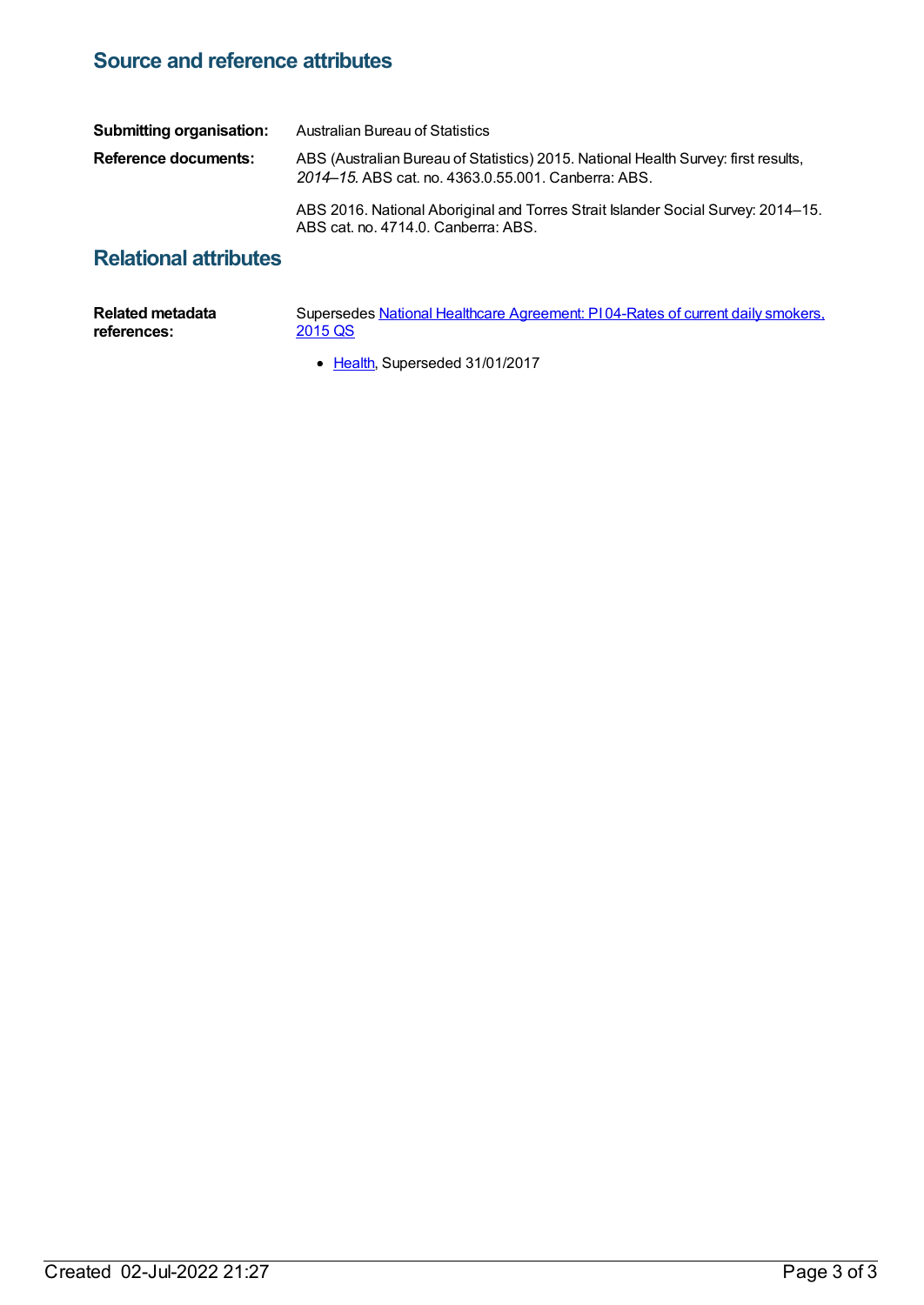## Source and reference attributes

**Submitting organisation:** Australian Bureau of Statistics

**Reference documents:** ABS (Australian Bureau of Statistics) 2015. National Health Survey: first results, *2014–15*. ABS cat. no. 4363.0.55.001. Canberra: ABS.

ABS 2016. National Aboriginal and Torres Strait Islander Social Survey: 2014–15. ABS cat. no. 4714.0. Canberra: ABS.

## Relational attributes

**Related metadata references:** Supersedes National Healthcare Agreement: PI 04-Rates of current daily smokers, 2015 QS

- Health, Superseded 31/01/2017